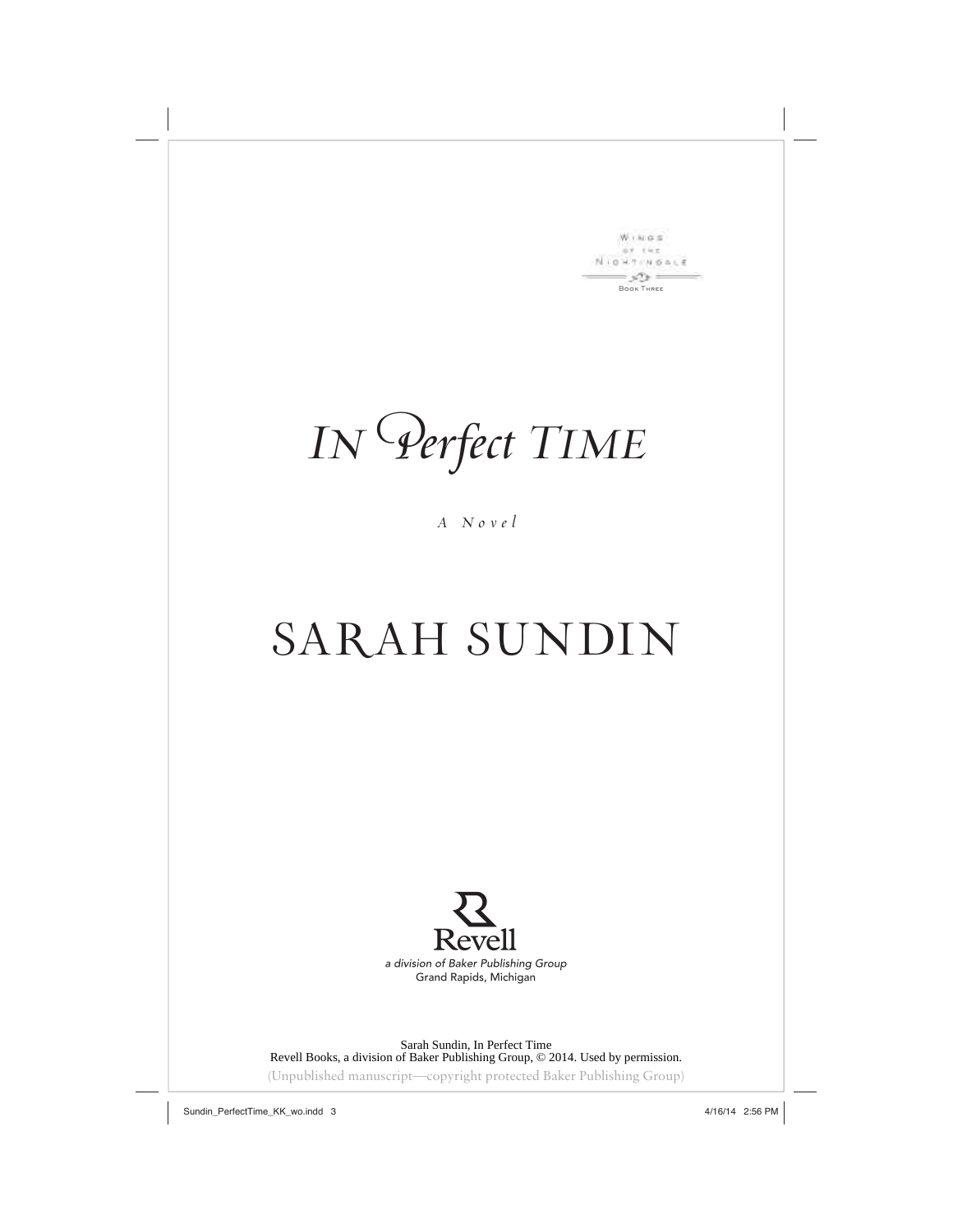Wings of the Nightingale

Book Three

# *In Perfect Time*

*A Novel*

## SARAH SUNDIN

Revell

*a division of Baker Publishing Group*

Grand Rapids, Michigan

Sarah Sundin, In Perfect Time
Revell Books, a division of Baker Publishing Group, © 2014. Used by permission.

(Unpublished manuscript—copyright protected Baker Publishing Group)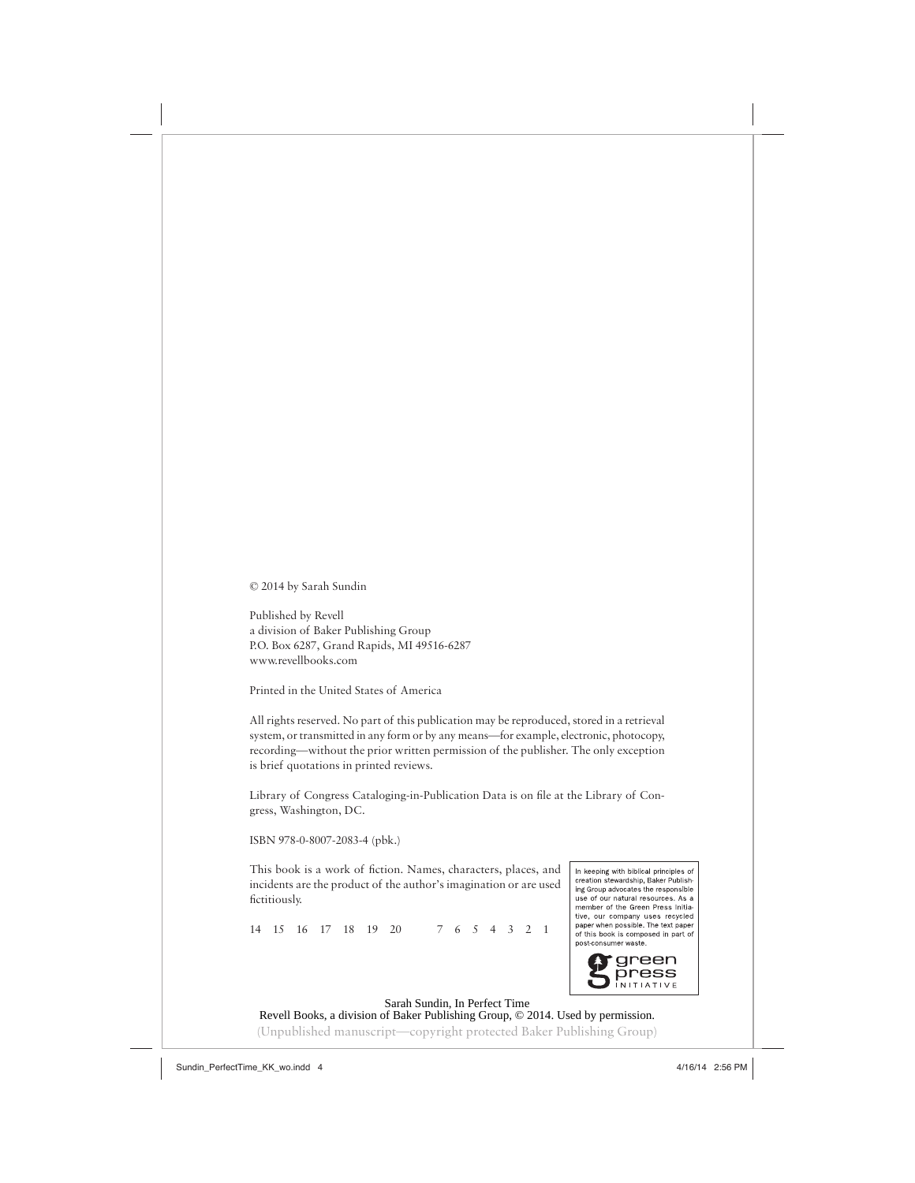© 2014 by Sarah Sundin

Published by Revell
a division of Baker Publishing Group
P.O. Box 6287, Grand Rapids, MI 49516-6287
www.revellbooks.com

Printed in the United States of America

All rights reserved. No part of this publication may be reproduced, stored in a retrieval system, or transmitted in any form or by any means—for example, electronic, photocopy, recording—without the prior written permission of the publisher. The only exception is brief quotations in printed reviews.

Library of Congress Cataloging-in-Publication Data is on file at the Library of Congress, Washington, DC.

ISBN 978-0-8007-2083-4 (pbk.)

This book is a work of fiction. Names, characters, places, and incidents are the product of the author's imagination or are used fictitiously.

14 15 16 17 18 19 20 7 6 5 4 3 2 1

In keeping with biblical principles of creation stewardship, Baker Publishing Group advocates the responsible use of our natural resources. As a member of the Green Press Initiative, our company uses recycled paper when possible. The text paper of this book is composed in part of post-consumer waste.

green press INITIATIVE

Sarah Sundin, In Perfect Time
Revell Books, a division of Baker Publishing Group, © 2014. Used by permission.
(Unpublished manuscript—copyright protected Baker Publishing Group)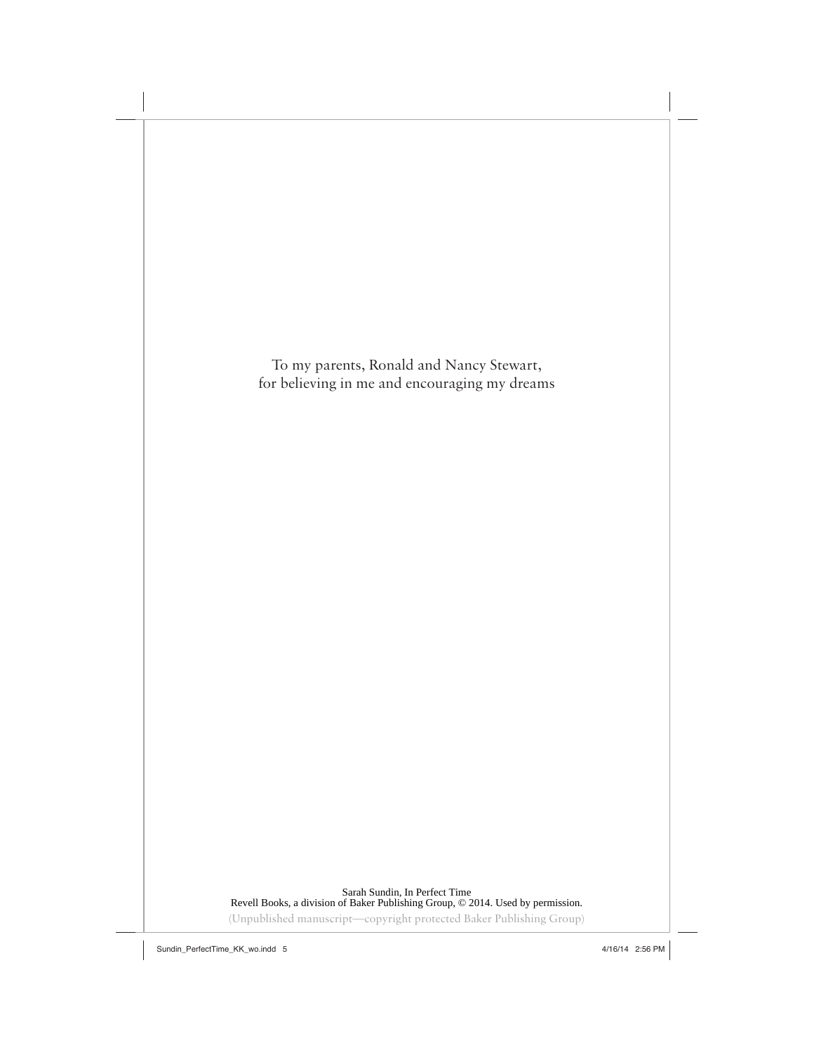To my parents, Ronald and Nancy Stewart,
for believing in me and encouraging my dreams

Sarah Sundin, In Perfect Time
Revell Books, a division of Baker Publishing Group, © 2014. Used by permission.
(Unpublished manuscript—copyright protected Baker Publishing Group)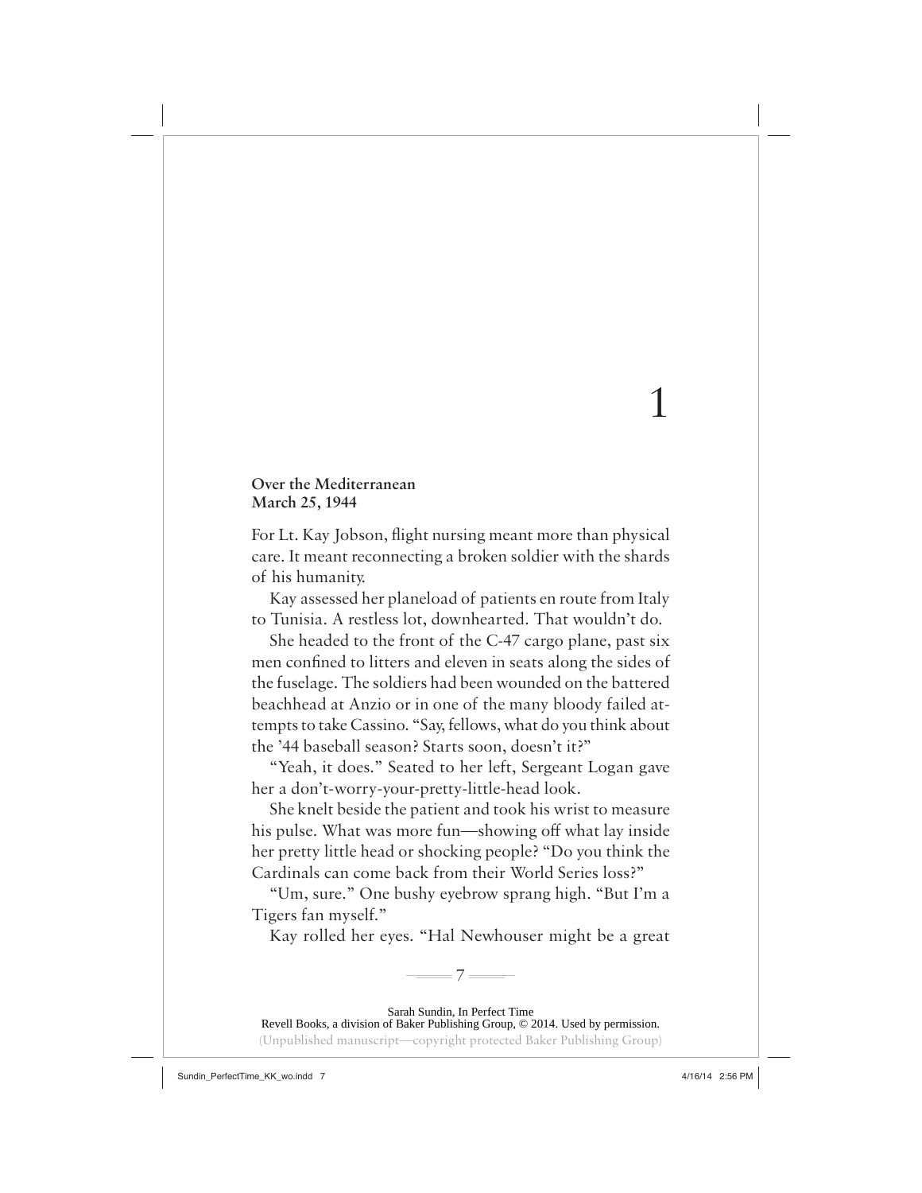# 1

**Over the Mediterranean**
**March 25, 1944**

For Lt. Kay Jobson, flight nursing meant more than physical care. It meant reconnecting a broken soldier with the shards of his humanity.

Kay assessed her planeload of patients en route from Italy to Tunisia. A restless lot, downhearted. That wouldn't do.

She headed to the front of the C-47 cargo plane, past six men confined to litters and eleven in seats along the sides of the fuselage. The soldiers had been wounded on the battered beachhead at Anzio or in one of the many bloody failed attempts to take Cassino. "Say, fellows, what do you think about the '44 baseball season? Starts soon, doesn't it?"

"Yeah, it does." Seated to her left, Sergeant Logan gave her a don't-worry-your-pretty-little-head look.

She knelt beside the patient and took his wrist to measure his pulse. What was more fun—showing off what lay inside her pretty little head or shocking people? "Do you think the Cardinals can come back from their World Series loss?"

"Um, sure." One bushy eyebrow sprang high. "But I'm a Tigers fan myself."

Kay rolled her eyes. "Hal Newhouser might be a great

Sarah Sundin, In Perfect Time
Revell Books, a division of Baker Publishing Group, © 2014. Used by permission.
(Unpublished manuscript—copyright protected Baker Publishing Group)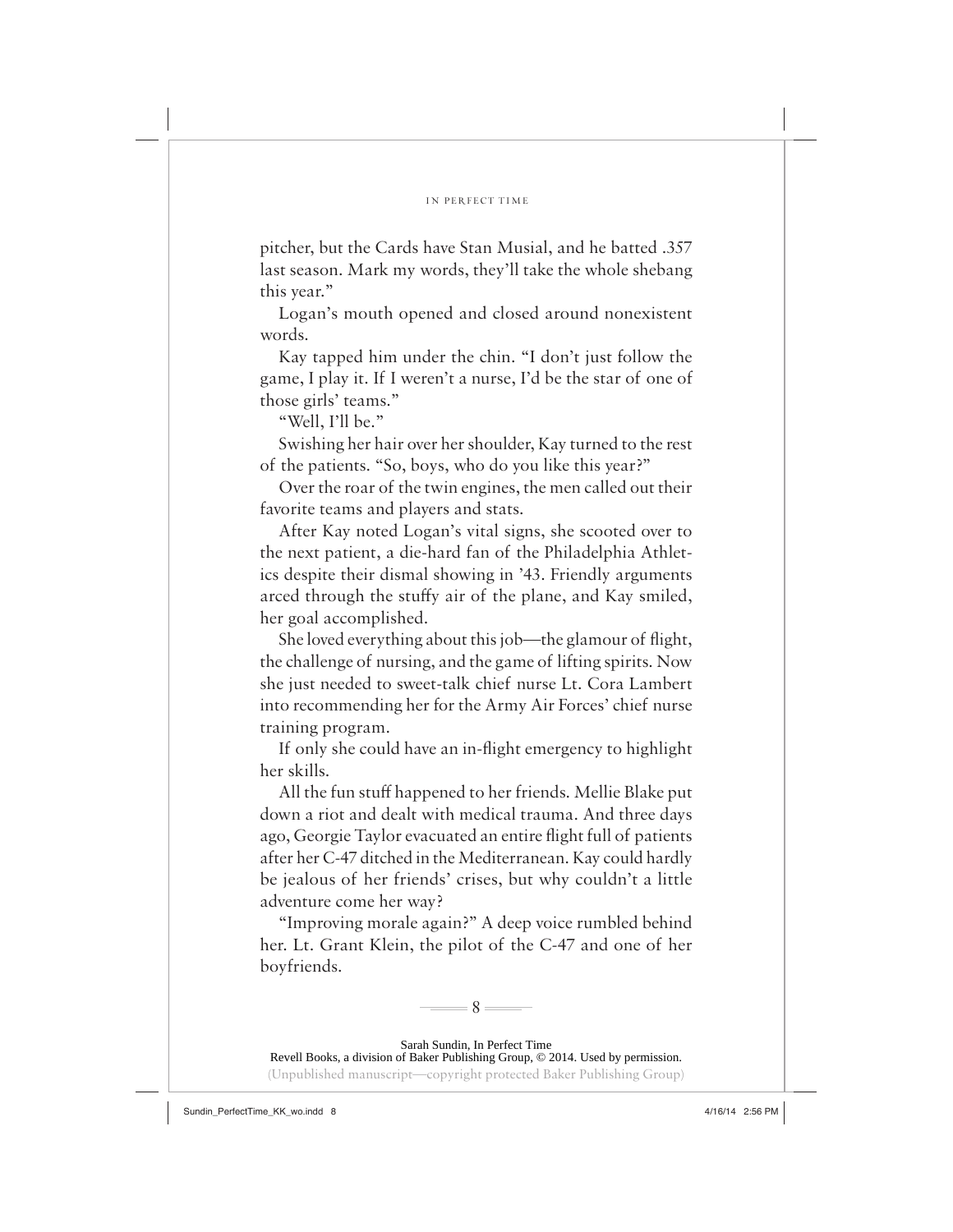pitcher, but the Cards have Stan Musial, and he batted .357 last season. Mark my words, they'll take the whole shebang this year."

Logan's mouth opened and closed around nonexistent words.

Kay tapped him under the chin. "I don't just follow the game, I play it. If I weren't a nurse, I'd be the star of one of those girls' teams."

"Well, I'll be."

Swishing her hair over her shoulder, Kay turned to the rest of the patients. "So, boys, who do you like this year?"

Over the roar of the twin engines, the men called out their favorite teams and players and stats.

After Kay noted Logan's vital signs, she scooted over to the next patient, a die-hard fan of the Philadelphia Athletics despite their dismal showing in '43. Friendly arguments arced through the stuffy air of the plane, and Kay smiled, her goal accomplished.

She loved everything about this job—the glamour of flight, the challenge of nursing, and the game of lifting spirits. Now she just needed to sweet-talk chief nurse Lt. Cora Lambert into recommending her for the Army Air Forces' chief nurse training program.

If only she could have an in-flight emergency to highlight her skills.

All the fun stuff happened to her friends. Mellie Blake put down a riot and dealt with medical trauma. And three days ago, Georgie Taylor evacuated an entire flight full of patients after her C-47 ditched in the Mediterranean. Kay could hardly be jealous of her friends' crises, but why couldn't a little adventure come her way?

"Improving morale again?" A deep voice rumbled behind her. Lt. Grant Klein, the pilot of the C-47 and one of her boyfriends.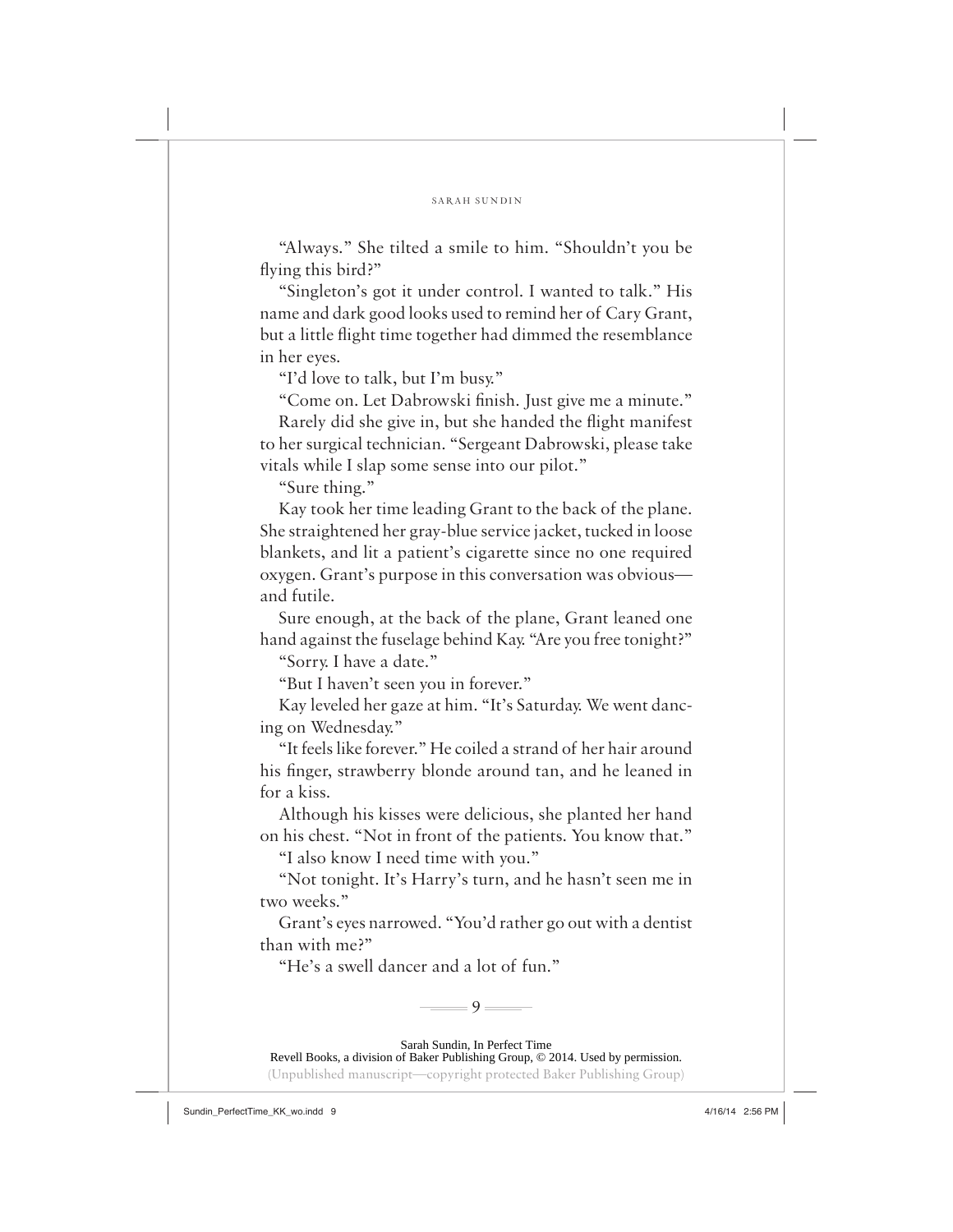"Always." She tilted a smile to him. "Shouldn't you be flying this bird?"

"Singleton's got it under control. I wanted to talk." His name and dark good looks used to remind her of Cary Grant, but a little flight time together had dimmed the resemblance in her eyes.

"I'd love to talk, but I'm busy."

"Come on. Let Dabrowski finish. Just give me a minute."

Rarely did she give in, but she handed the flight manifest to her surgical technician. "Sergeant Dabrowski, please take vitals while I slap some sense into our pilot."

"Sure thing."

Kay took her time leading Grant to the back of the plane. She straightened her gray-blue service jacket, tucked in loose blankets, and lit a patient's cigarette since no one required oxygen. Grant's purpose in this conversation was obvious—and futile.

Sure enough, at the back of the plane, Grant leaned one hand against the fuselage behind Kay. "Are you free tonight?"

"Sorry. I have a date."

"But I haven't seen you in forever."

Kay leveled her gaze at him. "It's Saturday. We went dancing on Wednesday."

"It feels like forever." He coiled a strand of her hair around his finger, strawberry blonde around tan, and he leaned in for a kiss.

Although his kisses were delicious, she planted her hand on his chest. "Not in front of the patients. You know that."

"I also know I need time with you."

"Not tonight. It's Harry's turn, and he hasn't seen me in two weeks."

Grant's eyes narrowed. "You'd rather go out with a dentist than with me?"

"He's a swell dancer and a lot of fun."

Sarah Sundin, In Perfect Time
Revell Books, a division of Baker Publishing Group, © 2014. Used by permission.
(Unpublished manuscript—copyright protected Baker Publishing Group)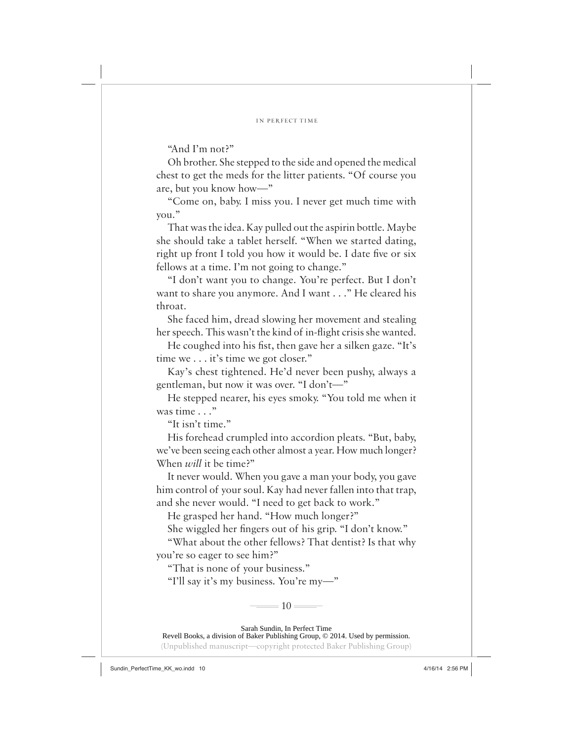"And I'm not?"

Oh brother. She stepped to the side and opened the medical chest to get the meds for the litter patients. "Of course you are, but you know how—"

"Come on, baby. I miss you. I never get much time with you."

That was the idea. Kay pulled out the aspirin bottle. Maybe she should take a tablet herself. "When we started dating, right up front I told you how it would be. I date five or six fellows at a time. I'm not going to change."

"I don't want you to change. You're perfect. But I don't want to share you anymore. And I want . . ." He cleared his throat.

She faced him, dread slowing her movement and stealing her speech. This wasn't the kind of in-flight crisis she wanted.

He coughed into his fist, then gave her a silken gaze. "It's time we . . . it's time we got closer."

Kay's chest tightened. He'd never been pushy, always a gentleman, but now it was over. "I don't—"

He stepped nearer, his eyes smoky. "You told me when it was time . . ."

"It isn't time."

His forehead crumpled into accordion pleats. "But, baby, we've been seeing each other almost a year. How much longer? When *will* it be time?"

It never would. When you gave a man your body, you gave him control of your soul. Kay had never fallen into that trap, and she never would. "I need to get back to work."

He grasped her hand. "How much longer?"

She wiggled her fingers out of his grip. "I don't know."

"What about the other fellows? That dentist? Is that why you're so eager to see him?"

"That is none of your business."

"I'll say it's my business. You're my—"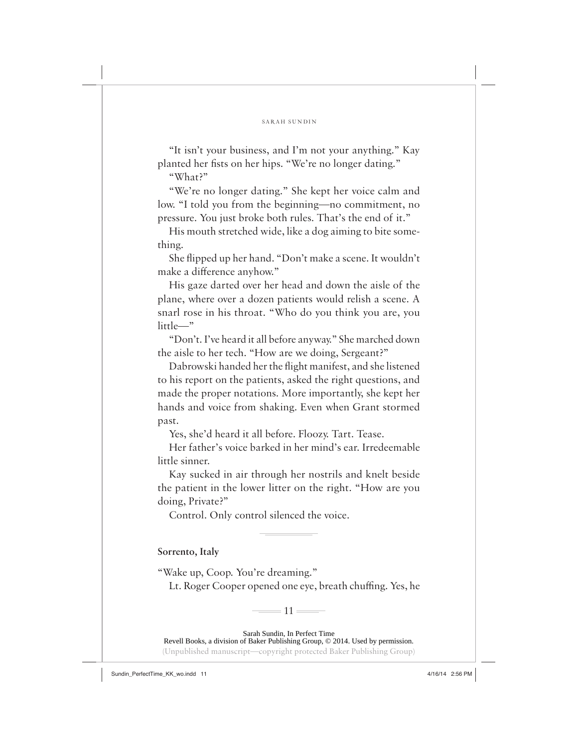"It isn't your business, and I'm not your anything." Kay planted her fists on her hips. "We're no longer dating."

"What?"

"We're no longer dating." She kept her voice calm and low. "I told you from the beginning—no commitment, no pressure. You just broke both rules. That's the end of it."

His mouth stretched wide, like a dog aiming to bite something.

She flipped up her hand. "Don't make a scene. It wouldn't make a difference anyhow."

His gaze darted over her head and down the aisle of the plane, where over a dozen patients would relish a scene. A snarl rose in his throat. "Who do you think you are, you little—"

"Don't. I've heard it all before anyway." She marched down the aisle to her tech. "How are we doing, Sergeant?"

Dabrowski handed her the flight manifest, and she listened to his report on the patients, asked the right questions, and made the proper notations. More importantly, she kept her hands and voice from shaking. Even when Grant stormed past.

Yes, she'd heard it all before. Floozy. Tart. Tease.

Her father's voice barked in her mind's ear. Irredeemable little sinner.

Kay sucked in air through her nostrils and knelt beside the patient in the lower litter on the right. "How are you doing, Private?"

Control. Only control silenced the voice.

---

**Sorrento, Italy**

"Wake up, Coop. You're dreaming."

Lt. Roger Cooper opened one eye, breath chuffing. Yes, he

Sarah Sundin, In Perfect Time
Revell Books, a division of Baker Publishing Group, © 2014. Used by permission.
(Unpublished manuscript—copyright protected Baker Publishing Group)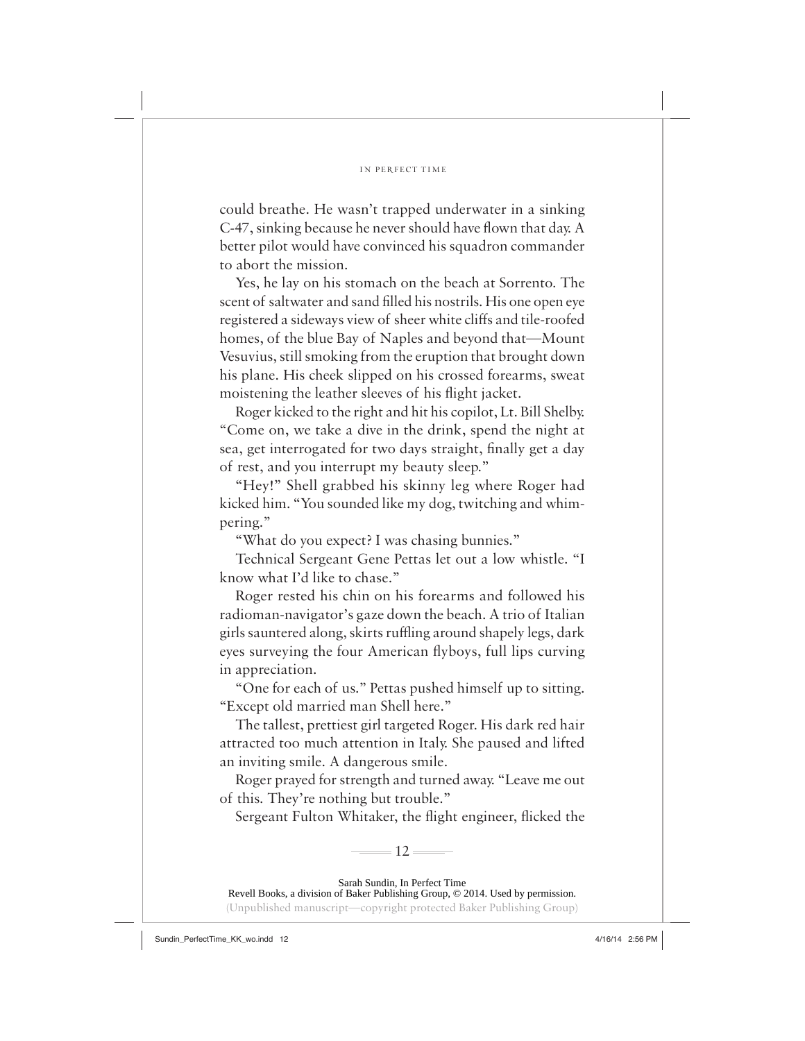could breathe. He wasn't trapped underwater in a sinking C-47, sinking because he never should have flown that day. A better pilot would have convinced his squadron commander to abort the mission.

Yes, he lay on his stomach on the beach at Sorrento. The scent of saltwater and sand filled his nostrils. His one open eye registered a sideways view of sheer white cliffs and tile-roofed homes, of the blue Bay of Naples and beyond that—Mount Vesuvius, still smoking from the eruption that brought down his plane. His cheek slipped on his crossed forearms, sweat moistening the leather sleeves of his flight jacket.

Roger kicked to the right and hit his copilot, Lt. Bill Shelby. "Come on, we take a dive in the drink, spend the night at sea, get interrogated for two days straight, finally get a day of rest, and you interrupt my beauty sleep."

"Hey!" Shell grabbed his skinny leg where Roger had kicked him. "You sounded like my dog, twitching and whimpering."

"What do you expect? I was chasing bunnies."

Technical Sergeant Gene Pettas let out a low whistle. "I know what I'd like to chase."

Roger rested his chin on his forearms and followed his radioman-navigator's gaze down the beach. A trio of Italian girls sauntered along, skirts ruffling around shapely legs, dark eyes surveying the four American flyboys, full lips curving in appreciation.

"One for each of us." Pettas pushed himself up to sitting. "Except old married man Shell here."

The tallest, prettiest girl targeted Roger. His dark red hair attracted too much attention in Italy. She paused and lifted an inviting smile. A dangerous smile.

Roger prayed for strength and turned away. "Leave me out of this. They're nothing but trouble."

Sergeant Fulton Whitaker, the flight engineer, flicked the

Sarah Sundin, In Perfect Time
Revell Books, a division of Baker Publishing Group, © 2014. Used by permission.
(Unpublished manuscript—copyright protected Baker Publishing Group)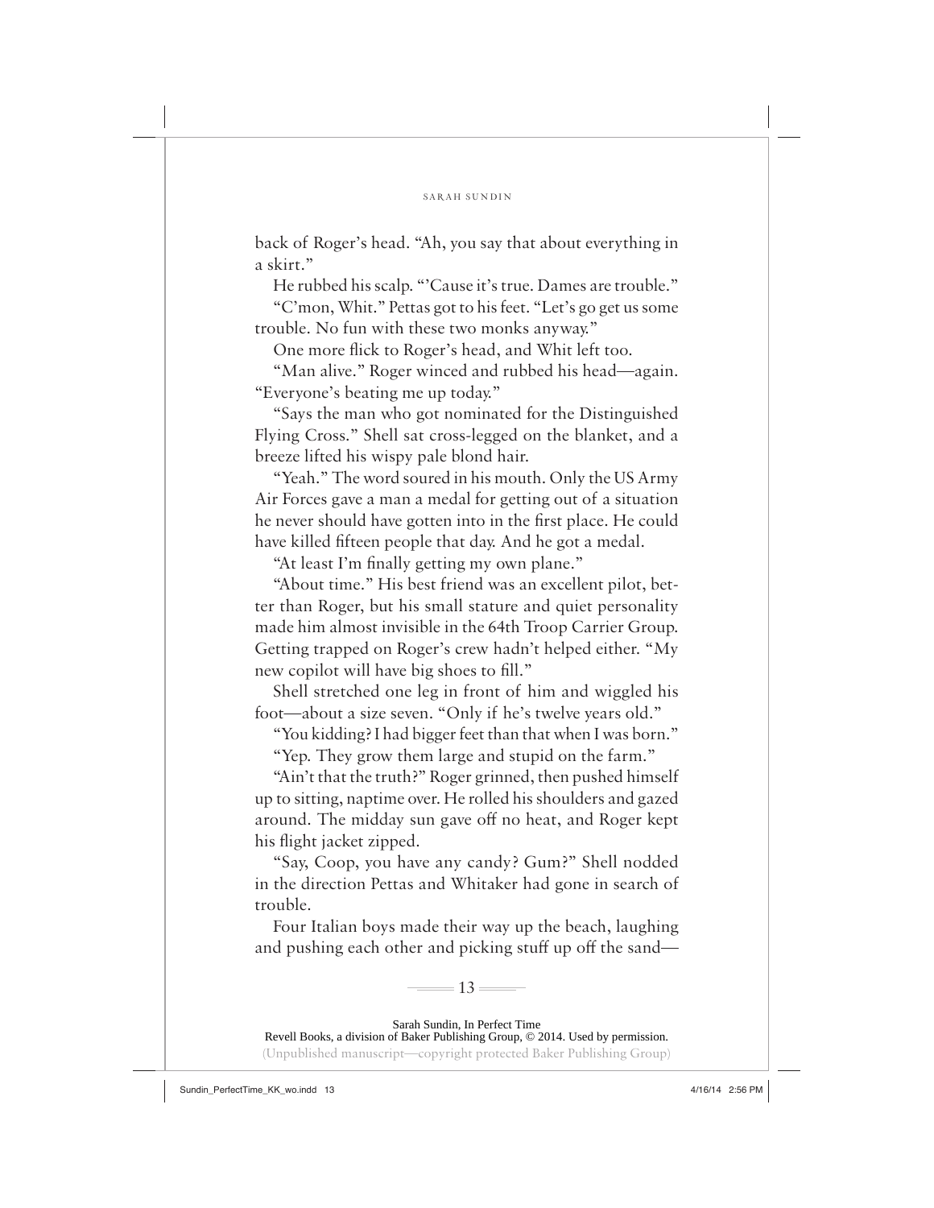back of Roger's head. "Ah, you say that about everything in a skirt."

He rubbed his scalp. "'Cause it's true. Dames are trouble."

"C'mon, Whit." Pettas got to his feet. "Let's go get us some trouble. No fun with these two monks anyway."

One more flick to Roger's head, and Whit left too.

"Man alive." Roger winced and rubbed his head—again. "Everyone's beating me up today."

"Says the man who got nominated for the Distinguished Flying Cross." Shell sat cross-legged on the blanket, and a breeze lifted his wispy pale blond hair.

"Yeah." The word soured in his mouth. Only the US Army Air Forces gave a man a medal for getting out of a situation he never should have gotten into in the first place. He could have killed fifteen people that day. And he got a medal.

"At least I'm finally getting my own plane."

"About time." His best friend was an excellent pilot, better than Roger, but his small stature and quiet personality made him almost invisible in the 64th Troop Carrier Group. Getting trapped on Roger's crew hadn't helped either. "My new copilot will have big shoes to fill."

Shell stretched one leg in front of him and wiggled his foot—about a size seven. "Only if he's twelve years old."

"You kidding? I had bigger feet than that when I was born."

"Yep. They grow them large and stupid on the farm."

"Ain't that the truth?" Roger grinned, then pushed himself up to sitting, naptime over. He rolled his shoulders and gazed around. The midday sun gave off no heat, and Roger kept his flight jacket zipped.

"Say, Coop, you have any candy? Gum?" Shell nodded in the direction Pettas and Whitaker had gone in search of trouble.

Four Italian boys made their way up the beach, laughing and pushing each other and picking stuff up off the sand—

Sarah Sundin, In Perfect Time
Revell Books, a division of Baker Publishing Group, © 2014. Used by permission.
(Unpublished manuscript—copyright protected Baker Publishing Group)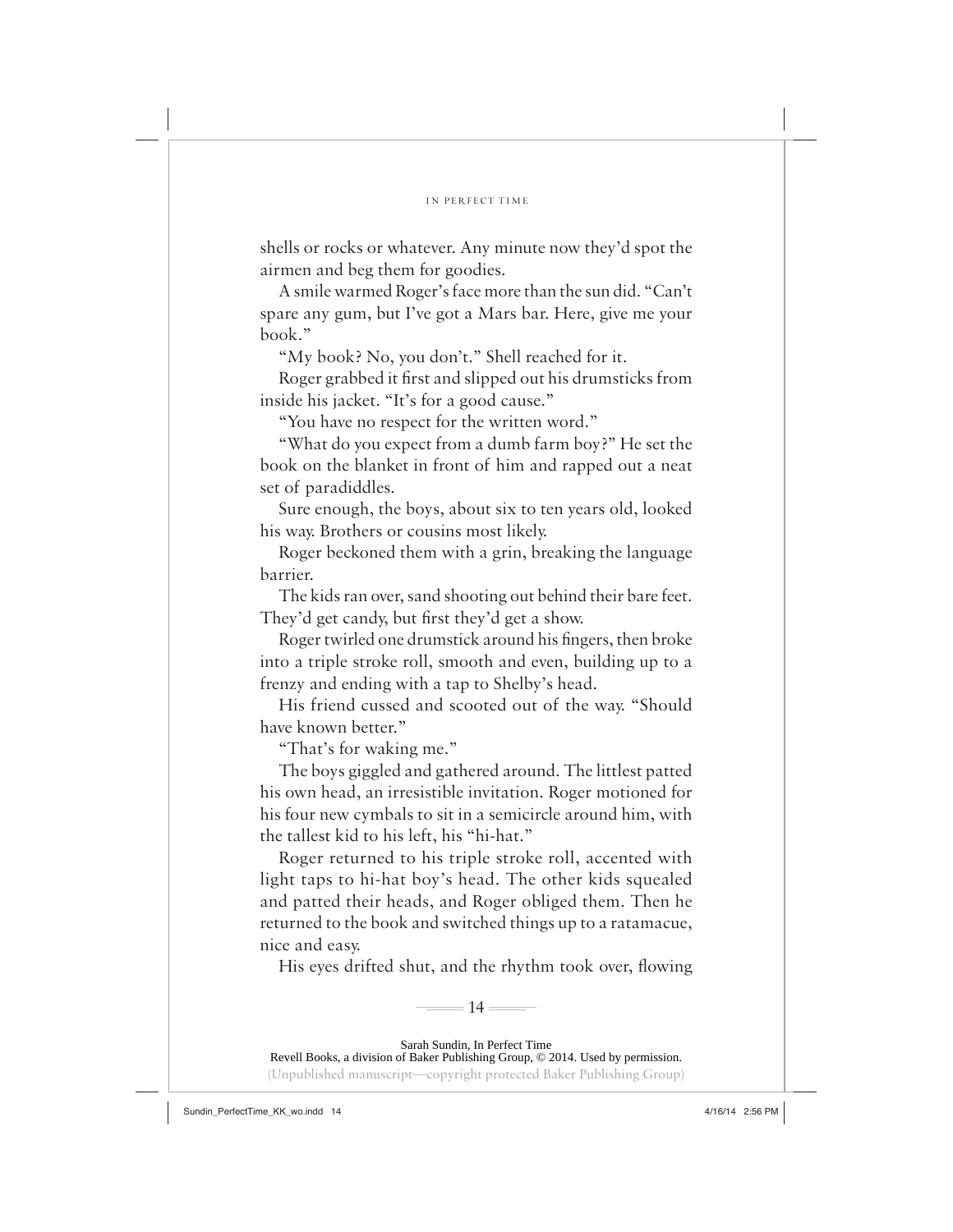shells or rocks or whatever. Any minute now they'd spot the airmen and beg them for goodies.

A smile warmed Roger's face more than the sun did. "Can't spare any gum, but I've got a Mars bar. Here, give me your book."

"My book? No, you don't." Shell reached for it.

Roger grabbed it first and slipped out his drumsticks from inside his jacket. "It's for a good cause."

"You have no respect for the written word."

"What do you expect from a dumb farm boy?" He set the book on the blanket in front of him and rapped out a neat set of paradiddles.

Sure enough, the boys, about six to ten years old, looked his way. Brothers or cousins most likely.

Roger beckoned them with a grin, breaking the language barrier.

The kids ran over, sand shooting out behind their bare feet. They'd get candy, but first they'd get a show.

Roger twirled one drumstick around his fingers, then broke into a triple stroke roll, smooth and even, building up to a frenzy and ending with a tap to Shelby's head.

His friend cussed and scooted out of the way. "Should have known better."

"That's for waking me."

The boys giggled and gathered around. The littlest patted his own head, an irresistible invitation. Roger motioned for his four new cymbals to sit in a semicircle around him, with the tallest kid to his left, his "hi-hat."

Roger returned to his triple stroke roll, accented with light taps to hi-hat boy's head. The other kids squealed and patted their heads, and Roger obliged them. Then he returned to the book and switched things up to a ratamacue, nice and easy.

His eyes drifted shut, and the rhythm took over, flowing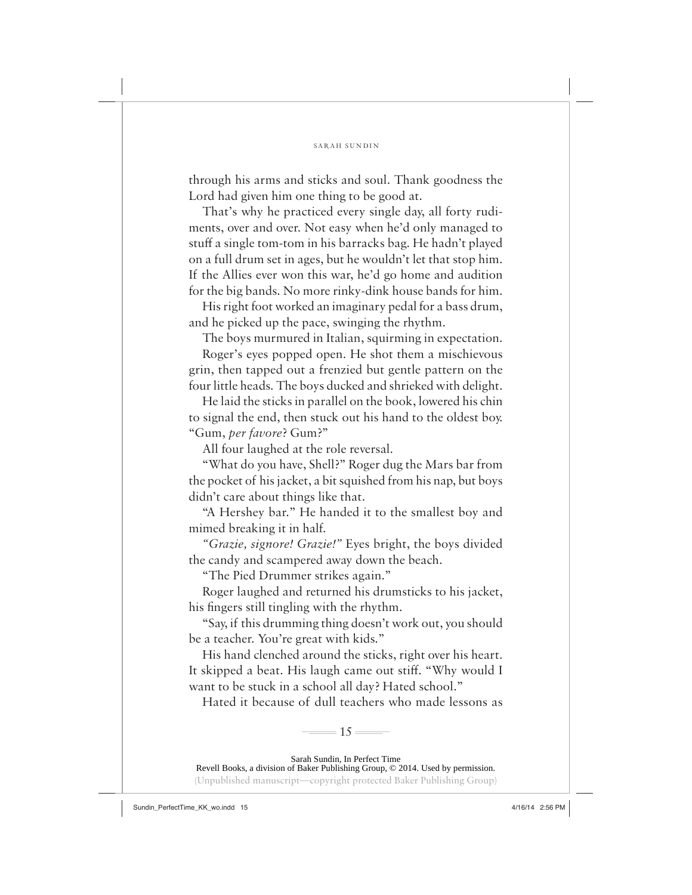through his arms and sticks and soul. Thank goodness the Lord had given him one thing to be good at.

That's why he practiced every single day, all forty rudiments, over and over. Not easy when he'd only managed to stuff a single tom-tom in his barracks bag. He hadn't played on a full drum set in ages, but he wouldn't let that stop him. If the Allies ever won this war, he'd go home and audition for the big bands. No more rinky-dink house bands for him.

His right foot worked an imaginary pedal for a bass drum, and he picked up the pace, swinging the rhythm.

The boys murmured in Italian, squirming in expectation.

Roger's eyes popped open. He shot them a mischievous grin, then tapped out a frenzied but gentle pattern on the four little heads. The boys ducked and shrieked with delight.

He laid the sticks in parallel on the book, lowered his chin to signal the end, then stuck out his hand to the oldest boy. "Gum, *per favore*? Gum?"

All four laughed at the role reversal.

"What do you have, Shell?" Roger dug the Mars bar from the pocket of his jacket, a bit squished from his nap, but boys didn't care about things like that.

"A Hershey bar." He handed it to the smallest boy and mimed breaking it in half.

*"Grazie, signore! Grazie!"* Eyes bright, the boys divided the candy and scampered away down the beach.

"The Pied Drummer strikes again."

Roger laughed and returned his drumsticks to his jacket, his fingers still tingling with the rhythm.

"Say, if this drumming thing doesn't work out, you should be a teacher. You're great with kids."

His hand clenched around the sticks, right over his heart. It skipped a beat. His laugh came out stiff. "Why would I want to be stuck in a school all day? Hated school."

Hated it because of dull teachers who made lessons as

Sarah Sundin, In Perfect Time
Revell Books, a division of Baker Publishing Group, © 2014. Used by permission.
(Unpublished manuscript—copyright protected Baker Publishing Group)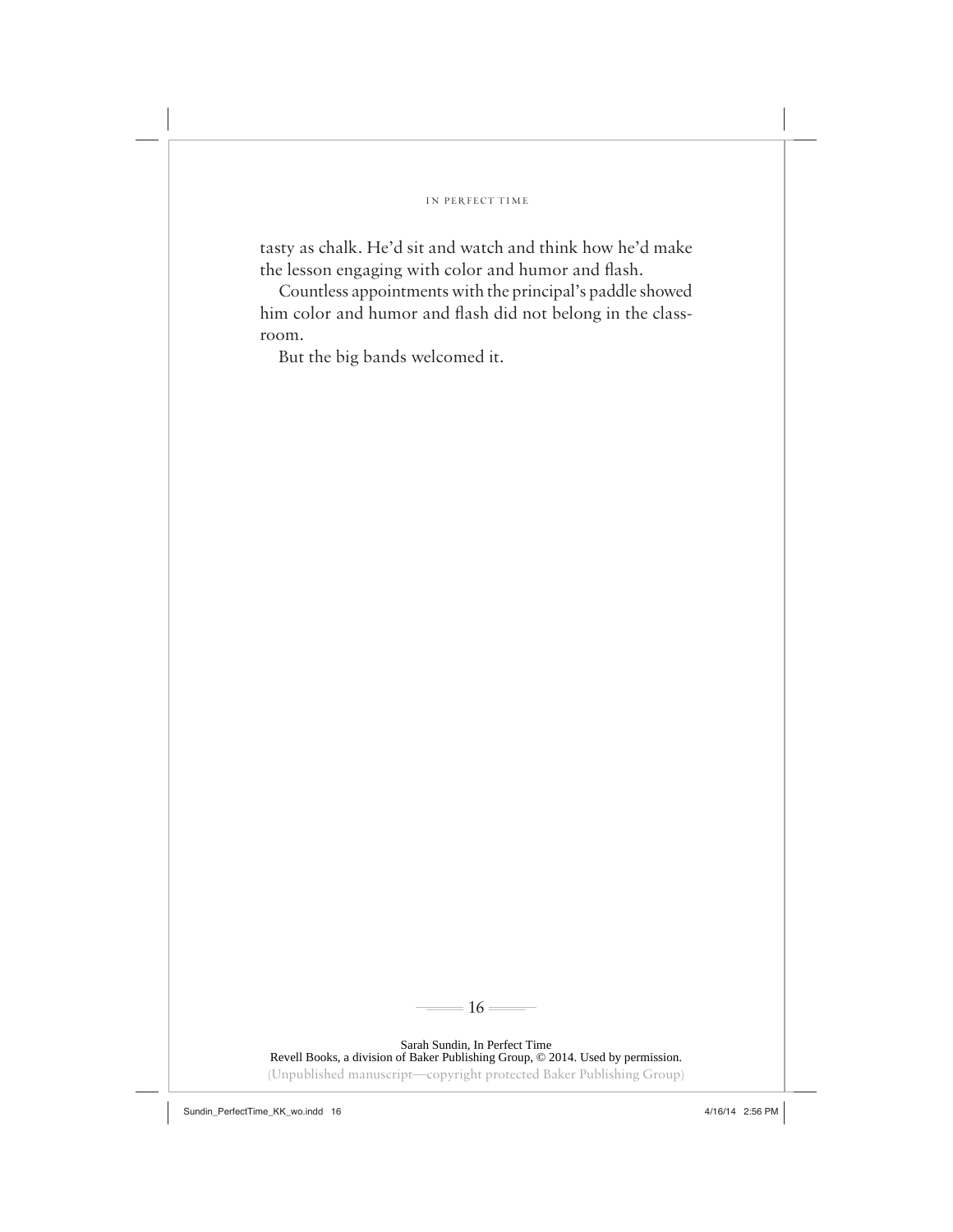tasty as chalk. He'd sit and watch and think how he'd make the lesson engaging with color and humor and flash.

Countless appointments with the principal's paddle showed him color and humor and flash did not belong in the classroom.

But the big bands welcomed it.